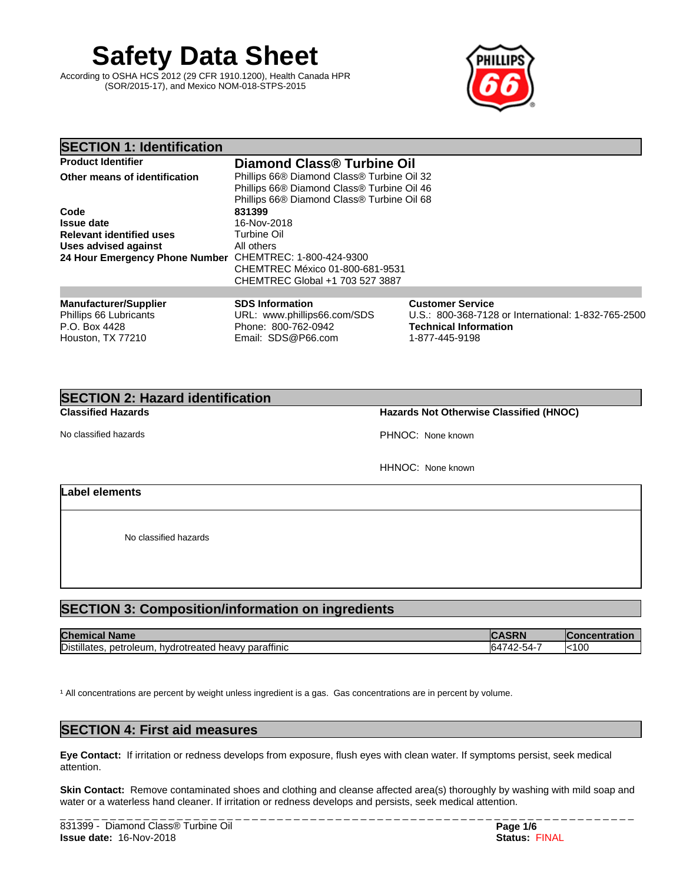# Safety Data Sheet

According to OSHA HCS 2012 (29 CFR 1910.1200), Health Canada HPR (SOR/2015-17), and Mexico NOM-018-STPS-2015

## SECTION 1: Identification

**Product Identifier** — **Diamond Class® Turbine Oil**

**Other means of identification**
Phillips 66® Diamond Class® Turbine Oil 32
Phillips 66® Diamond Class® Turbine Oil 46
Phillips 66® Diamond Class® Turbine Oil 68

**Code** — **831399**

**Issue date** — 16-Nov-2018

**Relevant identified uses** — Turbine Oil

**Uses advised against** — All others

**24 Hour Emergency Phone Number**
CHEMTREC: 1-800-424-9300
CHEMTREC México 01-800-681-9531
CHEMTREC Global +1 703 527 3887

**Manufacturer/Supplier**
Phillips 66 Lubricants
P.O. Box 4428
Houston, TX 77210

**SDS Information**
URL: www.phillips66.com/SDS
Phone: 800-762-0942
Email: SDS@P66.com

**Customer Service**
U.S.: 800-368-7128 or International: 1-832-765-2500

**Technical Information**
1-877-445-9198

## SECTION 2: Hazard identification

**Classified Hazards**

No classified hazards

**Hazards Not Otherwise Classified (HNOC)**

PHNOC: None known

HHNOC: None known

**Label elements**

No classified hazards

## SECTION 3: Composition/information on ingredients

| Chemical Name | CASRN | Concentration |
|---|---|---|
| Distillates, petroleum, hydrotreated heavy paraffinic | 64742-54-7 | <100 |

[1] All concentrations are percent by weight unless ingredient is a gas. Gas concentrations are in percent by volume.

## SECTION 4: First aid measures

**Eye Contact:** If irritation or redness develops from exposure, flush eyes with clean water. If symptoms persist, seek medical attention.

**Skin Contact:** Remove contaminated shoes and clothing and cleanse affected area(s) thoroughly by washing with mild soap and water or a waterless hand cleaner. If irritation or redness develops and persists, seek medical attention.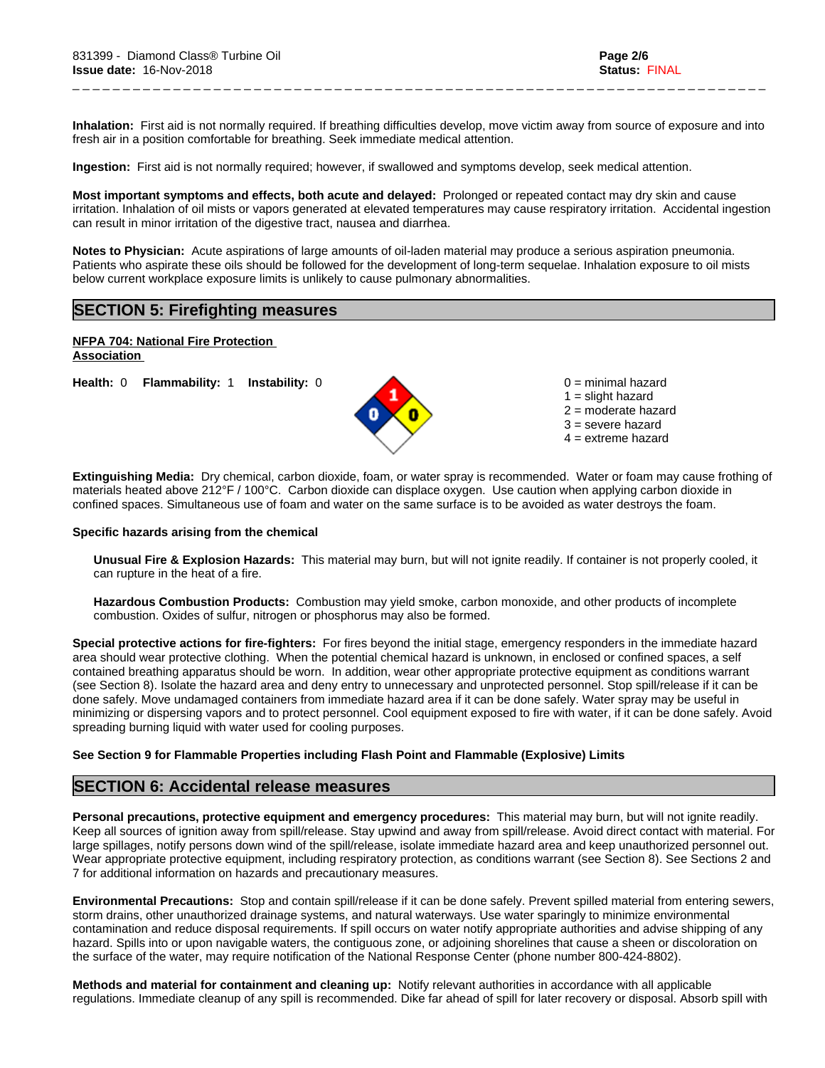**Inhalation:** First aid is not normally required. If breathing difficulties develop, move victim away from source of exposure and into fresh air in a position comfortable for breathing. Seek immediate medical attention.

**Ingestion:** First aid is not normally required; however, if swallowed and symptoms develop, seek medical attention.

**Most important symptoms and effects, both acute and delayed:** Prolonged or repeated contact may dry skin and cause irritation. Inhalation of oil mists or vapors generated at elevated temperatures may cause respiratory irritation. Accidental ingestion can result in minor irritation of the digestive tract, nausea and diarrhea.

**Notes to Physician:** Acute aspirations of large amounts of oil-laden material may produce a serious aspiration pneumonia. Patients who aspirate these oils should be followed for the development of long-term sequelae. Inhalation exposure to oil mists below current workplace exposure limits is unlikely to cause pulmonary abnormalities.

## SECTION 5: Firefighting measures

**NFPA 704: National Fire Protection Association**

**Health:** 0 **Flammability:** 1 **Instability:** 0

0 = minimal hazard
1 = slight hazard
2 = moderate hazard
3 = severe hazard
4 = extreme hazard

**Extinguishing Media:** Dry chemical, carbon dioxide, foam, or water spray is recommended. Water or foam may cause frothing of materials heated above 212°F / 100°C. Carbon dioxide can displace oxygen. Use caution when applying carbon dioxide in confined spaces. Simultaneous use of foam and water on the same surface is to be avoided as water destroys the foam.

**Specific hazards arising from the chemical**

**Unusual Fire & Explosion Hazards:** This material may burn, but will not ignite readily. If container is not properly cooled, it can rupture in the heat of a fire.

**Hazardous Combustion Products:** Combustion may yield smoke, carbon monoxide, and other products of incomplete combustion. Oxides of sulfur, nitrogen or phosphorus may also be formed.

**Special protective actions for fire-fighters:** For fires beyond the initial stage, emergency responders in the immediate hazard area should wear protective clothing. When the potential chemical hazard is unknown, in enclosed or confined spaces, a self contained breathing apparatus should be worn. In addition, wear other appropriate protective equipment as conditions warrant (see Section 8). Isolate the hazard area and deny entry to unnecessary and unprotected personnel. Stop spill/release if it can be done safely. Move undamaged containers from immediate hazard area if it can be done safely. Water spray may be useful in minimizing or dispersing vapors and to protect personnel. Cool equipment exposed to fire with water, if it can be done safely. Avoid spreading burning liquid with water used for cooling purposes.

**See Section 9 for Flammable Properties including Flash Point and Flammable (Explosive) Limits**

## SECTION 6: Accidental release measures

**Personal precautions, protective equipment and emergency procedures:** This material may burn, but will not ignite readily. Keep all sources of ignition away from spill/release. Stay upwind and away from spill/release. Avoid direct contact with material. For large spillages, notify persons down wind of the spill/release, isolate immediate hazard area and keep unauthorized personnel out. Wear appropriate protective equipment, including respiratory protection, as conditions warrant (see Section 8). See Sections 2 and 7 for additional information on hazards and precautionary measures.

**Environmental Precautions:** Stop and contain spill/release if it can be done safely. Prevent spilled material from entering sewers, storm drains, other unauthorized drainage systems, and natural waterways. Use water sparingly to minimize environmental contamination and reduce disposal requirements. If spill occurs on water notify appropriate authorities and advise shipping of any hazard. Spills into or upon navigable waters, the contiguous zone, or adjoining shorelines that cause a sheen or discoloration on the surface of the water, may require notification of the National Response Center (phone number 800-424-8802).

**Methods and material for containment and cleaning up:** Notify relevant authorities in accordance with all applicable regulations. Immediate cleanup of any spill is recommended. Dike far ahead of spill for later recovery or disposal. Absorb spill with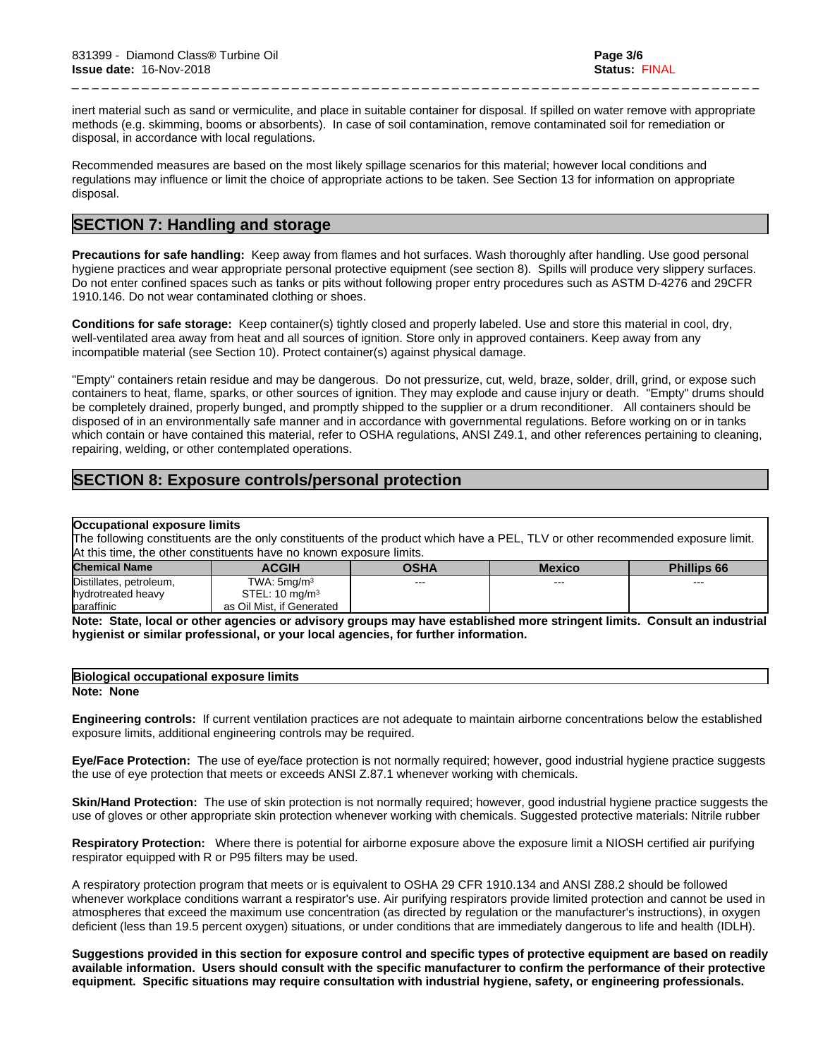inert material such as sand or vermiculite, and place in suitable container for disposal. If spilled on water remove with appropriate methods (e.g. skimming, booms or absorbents). In case of soil contamination, remove contaminated soil for remediation or disposal, in accordance with local regulations.

Recommended measures are based on the most likely spillage scenarios for this material; however local conditions and regulations may influence or limit the choice of appropriate actions to be taken. See Section 13 for information on appropriate disposal.

## SECTION 7: Handling and storage

**Precautions for safe handling:** Keep away from flames and hot surfaces. Wash thoroughly after handling. Use good personal hygiene practices and wear appropriate personal protective equipment (see section 8). Spills will produce very slippery surfaces. Do not enter confined spaces such as tanks or pits without following proper entry procedures such as ASTM D-4276 and 29CFR 1910.146. Do not wear contaminated clothing or shoes.

**Conditions for safe storage:** Keep container(s) tightly closed and properly labeled. Use and store this material in cool, dry, well-ventilated area away from heat and all sources of ignition. Store only in approved containers. Keep away from any incompatible material (see Section 10). Protect container(s) against physical damage.

"Empty" containers retain residue and may be dangerous. Do not pressurize, cut, weld, braze, solder, drill, grind, or expose such containers to heat, flame, sparks, or other sources of ignition. They may explode and cause injury or death. "Empty" drums should be completely drained, properly bunged, and promptly shipped to the supplier or a drum reconditioner. All containers should be disposed of in an environmentally safe manner and in accordance with governmental regulations. Before working on or in tanks which contain or have contained this material, refer to OSHA regulations, ANSI Z49.1, and other references pertaining to cleaning, repairing, welding, or other contemplated operations.

## SECTION 8: Exposure controls/personal protection

**Occupational exposure limits**

The following constituents are the only constituents of the product which have a PEL, TLV or other recommended exposure limit. At this time, the other constituents have no known exposure limits.

| Chemical Name | ACGIH | OSHA | Mexico | Phillips 66 |
|---|---|---|---|---|
| Distillates, petroleum, hydrotreated heavy paraffinic | TWA: 5mg/m³<br>STEL: 10 mg/m³<br>as Oil Mist, if Generated | --- | --- | --- |

**Note: State, local or other agencies or advisory groups may have established more stringent limits. Consult an industrial hygienist or similar professional, or your local agencies, for further information.**

**Biological occupational exposure limits**

**Note: None**

**Engineering controls:** If current ventilation practices are not adequate to maintain airborne concentrations below the established exposure limits, additional engineering controls may be required.

**Eye/Face Protection:** The use of eye/face protection is not normally required; however, good industrial hygiene practice suggests the use of eye protection that meets or exceeds ANSI Z.87.1 whenever working with chemicals.

**Skin/Hand Protection:** The use of skin protection is not normally required; however, good industrial hygiene practice suggests the use of gloves or other appropriate skin protection whenever working with chemicals. Suggested protective materials: Nitrile rubber

**Respiratory Protection:** Where there is potential for airborne exposure above the exposure limit a NIOSH certified air purifying respirator equipped with R or P95 filters may be used.

A respiratory protection program that meets or is equivalent to OSHA 29 CFR 1910.134 and ANSI Z88.2 should be followed whenever workplace conditions warrant a respirator's use. Air purifying respirators provide limited protection and cannot be used in atmospheres that exceed the maximum use concentration (as directed by regulation or the manufacturer's instructions), in oxygen deficient (less than 19.5 percent oxygen) situations, or under conditions that are immediately dangerous to life and health (IDLH).

**Suggestions provided in this section for exposure control and specific types of protective equipment are based on readily available information. Users should consult with the specific manufacturer to confirm the performance of their protective equipment. Specific situations may require consultation with industrial hygiene, safety, or engineering professionals.**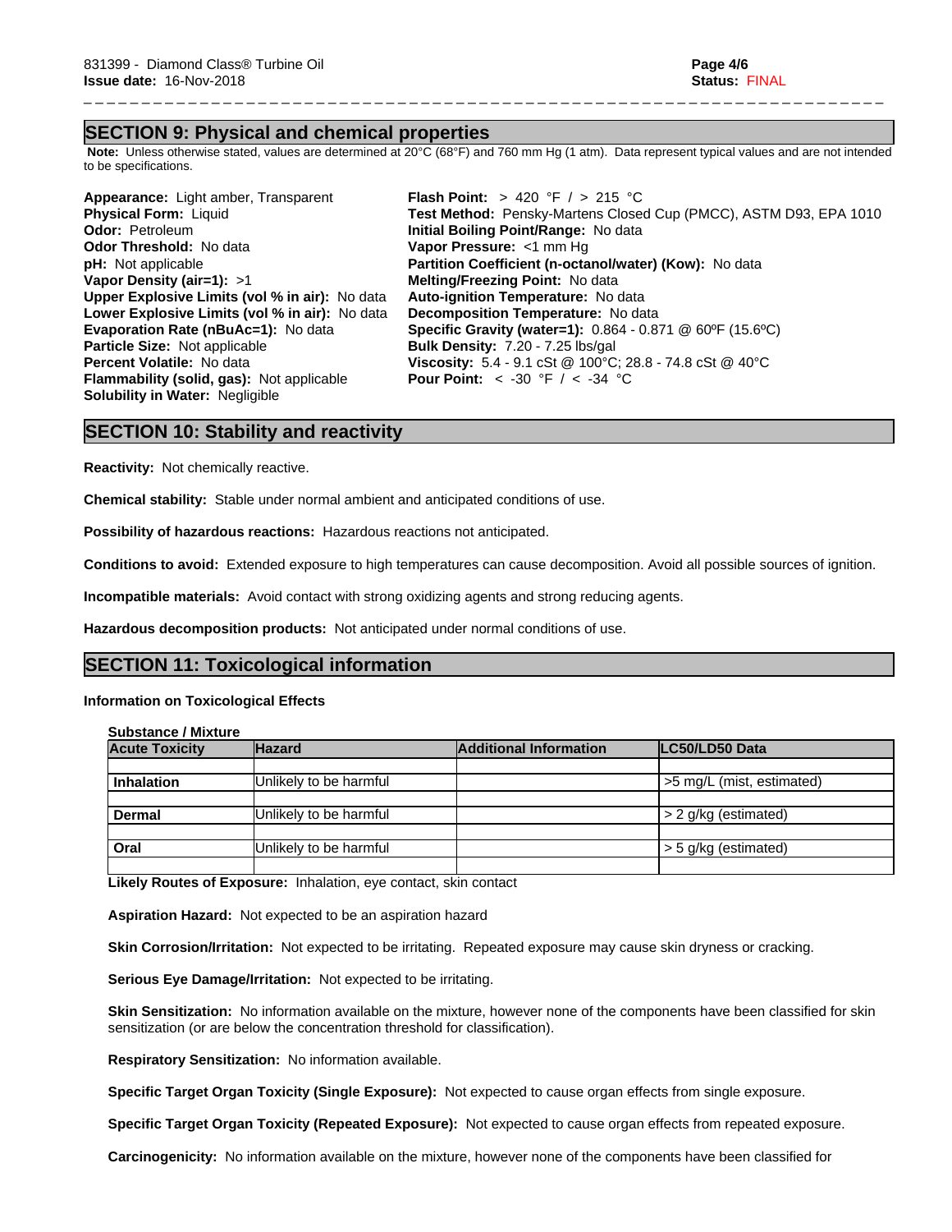## SECTION 9: Physical and chemical properties

**Note:** Unless otherwise stated, values are determined at 20°C (68°F) and 760 mm Hg (1 atm). Data represent typical values and are not intended to be specifications.

**Appearance:** Light amber, Transparent
**Physical Form:** Liquid
**Odor:** Petroleum
**Odor Threshold:** No data
**pH:** Not applicable
**Vapor Density (air=1):** >1
**Upper Explosive Limits (vol % in air):** No data
**Lower Explosive Limits (vol % in air):** No data
**Evaporation Rate (nBuAc=1):** No data
**Particle Size:** Not applicable
**Percent Volatile:** No data
**Flammability (solid, gas):** Not applicable
**Solubility in Water:** Negligible

**Flash Point:** > 420 °F / > 215 °C
**Test Method:** Pensky-Martens Closed Cup (PMCC), ASTM D93, EPA 1010
**Initial Boiling Point/Range:** No data
**Vapor Pressure:** <1 mm Hg
**Partition Coefficient (n-octanol/water) (Kow):** No data
**Melting/Freezing Point:** No data
**Auto-ignition Temperature:** No data
**Decomposition Temperature:** No data
**Specific Gravity (water=1):** 0.864 - 0.871 @ 60ºF (15.6ºC)
**Bulk Density:** 7.20 - 7.25 lbs/gal
**Viscosity:** 5.4 - 9.1 cSt @ 100°C; 28.8 - 74.8 cSt @ 40°C
**Pour Point:** < -30 °F / < -34 °C

## SECTION 10: Stability and reactivity

**Reactivity:** Not chemically reactive.

**Chemical stability:** Stable under normal ambient and anticipated conditions of use.

**Possibility of hazardous reactions:** Hazardous reactions not anticipated.

**Conditions to avoid:** Extended exposure to high temperatures can cause decomposition. Avoid all possible sources of ignition.

**Incompatible materials:** Avoid contact with strong oxidizing agents and strong reducing agents.

**Hazardous decomposition products:** Not anticipated under normal conditions of use.

## SECTION 11: Toxicological information

**Information on Toxicological Effects**

**Substance / Mixture**

| Acute Toxicity | Hazard | Additional Information | LC50/LD50 Data |
|---|---|---|---|
| **Inhalation** | Unlikely to be harmful | | >5 mg/L (mist, estimated) |
| **Dermal** | Unlikely to be harmful | | > 2 g/kg (estimated) |
| **Oral** | Unlikely to be harmful | | > 5 g/kg (estimated) |

**Likely Routes of Exposure:** Inhalation, eye contact, skin contact

**Aspiration Hazard:** Not expected to be an aspiration hazard

**Skin Corrosion/Irritation:** Not expected to be irritating. Repeated exposure may cause skin dryness or cracking.

**Serious Eye Damage/Irritation:** Not expected to be irritating.

**Skin Sensitization:** No information available on the mixture, however none of the components have been classified for skin sensitization (or are below the concentration threshold for classification).

**Respiratory Sensitization:** No information available.

**Specific Target Organ Toxicity (Single Exposure):** Not expected to cause organ effects from single exposure.

**Specific Target Organ Toxicity (Repeated Exposure):** Not expected to cause organ effects from repeated exposure.

**Carcinogenicity:** No information available on the mixture, however none of the components have been classified for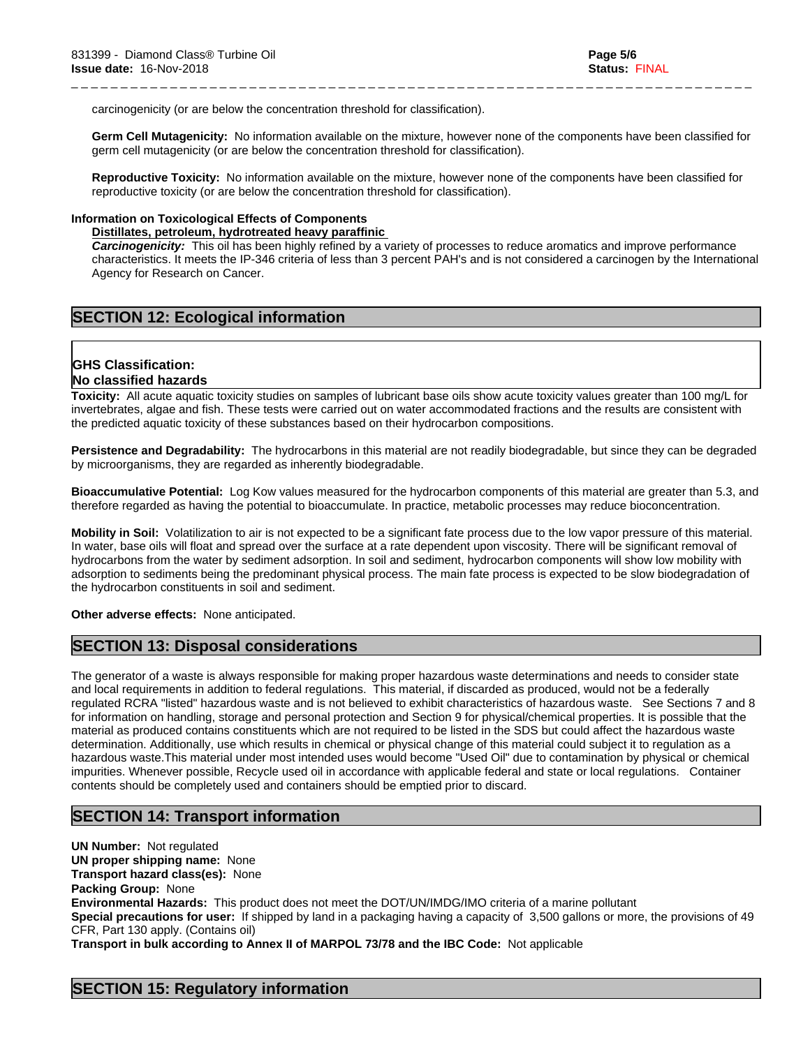carcinogenicity (or are below the concentration threshold for classification).

**Germ Cell Mutagenicity:** No information available on the mixture, however none of the components have been classified for germ cell mutagenicity (or are below the concentration threshold for classification).

**Reproductive Toxicity:** No information available on the mixture, however none of the components have been classified for reproductive toxicity (or are below the concentration threshold for classification).

**Information on Toxicological Effects of Components**

**Distillates, petroleum, hydrotreated heavy paraffinic**

***Carcinogenicity:*** This oil has been highly refined by a variety of processes to reduce aromatics and improve performance characteristics. It meets the IP-346 criteria of less than 3 percent PAH's and is not considered a carcinogen by the International Agency for Research on Cancer.

## SECTION 12: Ecological information

**GHS Classification:**
**No classified hazards**

**Toxicity:** All acute aquatic toxicity studies on samples of lubricant base oils show acute toxicity values greater than 100 mg/L for invertebrates, algae and fish. These tests were carried out on water accommodated fractions and the results are consistent with the predicted aquatic toxicity of these substances based on their hydrocarbon compositions.

**Persistence and Degradability:** The hydrocarbons in this material are not readily biodegradable, but since they can be degraded by microorganisms, they are regarded as inherently biodegradable.

**Bioaccumulative Potential:** Log Kow values measured for the hydrocarbon components of this material are greater than 5.3, and therefore regarded as having the potential to bioaccumulate. In practice, metabolic processes may reduce bioconcentration.

**Mobility in Soil:** Volatilization to air is not expected to be a significant fate process due to the low vapor pressure of this material. In water, base oils will float and spread over the surface at a rate dependent upon viscosity. There will be significant removal of hydrocarbons from the water by sediment adsorption. In soil and sediment, hydrocarbon components will show low mobility with adsorption to sediments being the predominant physical process. The main fate process is expected to be slow biodegradation of the hydrocarbon constituents in soil and sediment.

**Other adverse effects:** None anticipated.

## SECTION 13: Disposal considerations

The generator of a waste is always responsible for making proper hazardous waste determinations and needs to consider state and local requirements in addition to federal regulations. This material, if discarded as produced, would not be a federally regulated RCRA "listed" hazardous waste and is not believed to exhibit characteristics of hazardous waste. See Sections 7 and 8 for information on handling, storage and personal protection and Section 9 for physical/chemical properties. It is possible that the material as produced contains constituents which are not required to be listed in the SDS but could affect the hazardous waste determination. Additionally, use which results in chemical or physical change of this material could subject it to regulation as a hazardous waste.This material under most intended uses would become "Used Oil" due to contamination by physical or chemical impurities. Whenever possible, Recycle used oil in accordance with applicable federal and state or local regulations. Container contents should be completely used and containers should be emptied prior to discard.

## SECTION 14: Transport information

**UN Number:** Not regulated
**UN proper shipping name:** None
**Transport hazard class(es):** None
**Packing Group:** None
**Environmental Hazards:** This product does not meet the DOT/UN/IMDG/IMO criteria of a marine pollutant
**Special precautions for user:** If shipped by land in a packaging having a capacity of 3,500 gallons or more, the provisions of 49 CFR, Part 130 apply. (Contains oil)
**Transport in bulk according to Annex II of MARPOL 73/78 and the IBC Code:** Not applicable

## SECTION 15: Regulatory information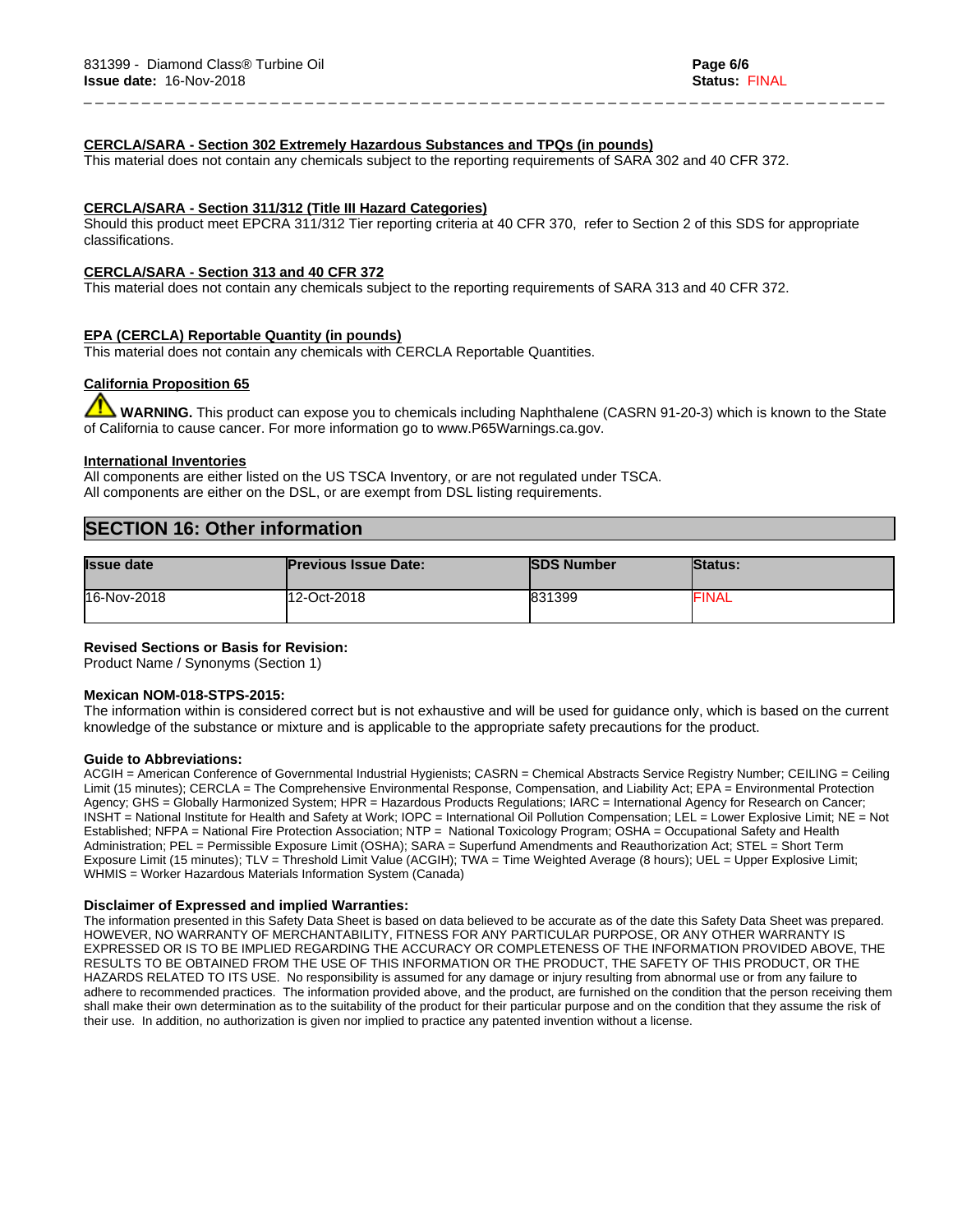**CERCLA/SARA - Section 302 Extremely Hazardous Substances and TPQs (in pounds)**
This material does not contain any chemicals subject to the reporting requirements of SARA 302 and 40 CFR 372.

**CERCLA/SARA - Section 311/312 (Title III Hazard Categories)**
Should this product meet EPCRA 311/312 Tier reporting criteria at 40 CFR 370, refer to Section 2 of this SDS for appropriate classifications.

**CERCLA/SARA - Section 313 and 40 CFR 372**
This material does not contain any chemicals subject to the reporting requirements of SARA 313 and 40 CFR 372.

**EPA (CERCLA) Reportable Quantity (in pounds)**
This material does not contain any chemicals with CERCLA Reportable Quantities.

**California Proposition 65**

**WARNING.** This product can expose you to chemicals including Naphthalene (CASRN 91-20-3) which is known to the State of California to cause cancer. For more information go to www.P65Warnings.ca.gov.

**International Inventories**
All components are either listed on the US TSCA Inventory, or are not regulated under TSCA.
All components are either on the DSL, or are exempt from DSL listing requirements.

## SECTION 16: Other information

| Issue date | Previous Issue Date: | SDS Number | Status: |
|---|---|---|---|
| 16-Nov-2018 | 12-Oct-2018 | 831399 | FINAL |

**Revised Sections or Basis for Revision:**
Product Name / Synonyms (Section 1)

**Mexican NOM-018-STPS-2015:**
The information within is considered correct but is not exhaustive and will be used for guidance only, which is based on the current knowledge of the substance or mixture and is applicable to the appropriate safety precautions for the product.

**Guide to Abbreviations:**
ACGIH = American Conference of Governmental Industrial Hygienists; CASRN = Chemical Abstracts Service Registry Number; CEILING = Ceiling Limit (15 minutes); CERCLA = The Comprehensive Environmental Response, Compensation, and Liability Act; EPA = Environmental Protection Agency; GHS = Globally Harmonized System; HPR = Hazardous Products Regulations; IARC = International Agency for Research on Cancer; INSHT = National Institute for Health and Safety at Work; IOPC = International Oil Pollution Compensation; LEL = Lower Explosive Limit; NE = Not Established; NFPA = National Fire Protection Association; NTP = National Toxicology Program; OSHA = Occupational Safety and Health Administration; PEL = Permissible Exposure Limit (OSHA); SARA = Superfund Amendments and Reauthorization Act; STEL = Short Term Exposure Limit (15 minutes); TLV = Threshold Limit Value (ACGIH); TWA = Time Weighted Average (8 hours); UEL = Upper Explosive Limit; WHMIS = Worker Hazardous Materials Information System (Canada)

**Disclaimer of Expressed and implied Warranties:**
The information presented in this Safety Data Sheet is based on data believed to be accurate as of the date this Safety Data Sheet was prepared. HOWEVER, NO WARRANTY OF MERCHANTABILITY, FITNESS FOR ANY PARTICULAR PURPOSE, OR ANY OTHER WARRANTY IS EXPRESSED OR IS TO BE IMPLIED REGARDING THE ACCURACY OR COMPLETENESS OF THE INFORMATION PROVIDED ABOVE, THE RESULTS TO BE OBTAINED FROM THE USE OF THIS INFORMATION OR THE PRODUCT, THE SAFETY OF THIS PRODUCT, OR THE HAZARDS RELATED TO ITS USE. No responsibility is assumed for any damage or injury resulting from abnormal use or from any failure to adhere to recommended practices. The information provided above, and the product, are furnished on the condition that the person receiving them shall make their own determination as to the suitability of the product for their particular purpose and on the condition that they assume the risk of their use. In addition, no authorization is given nor implied to practice any patented invention without a license.